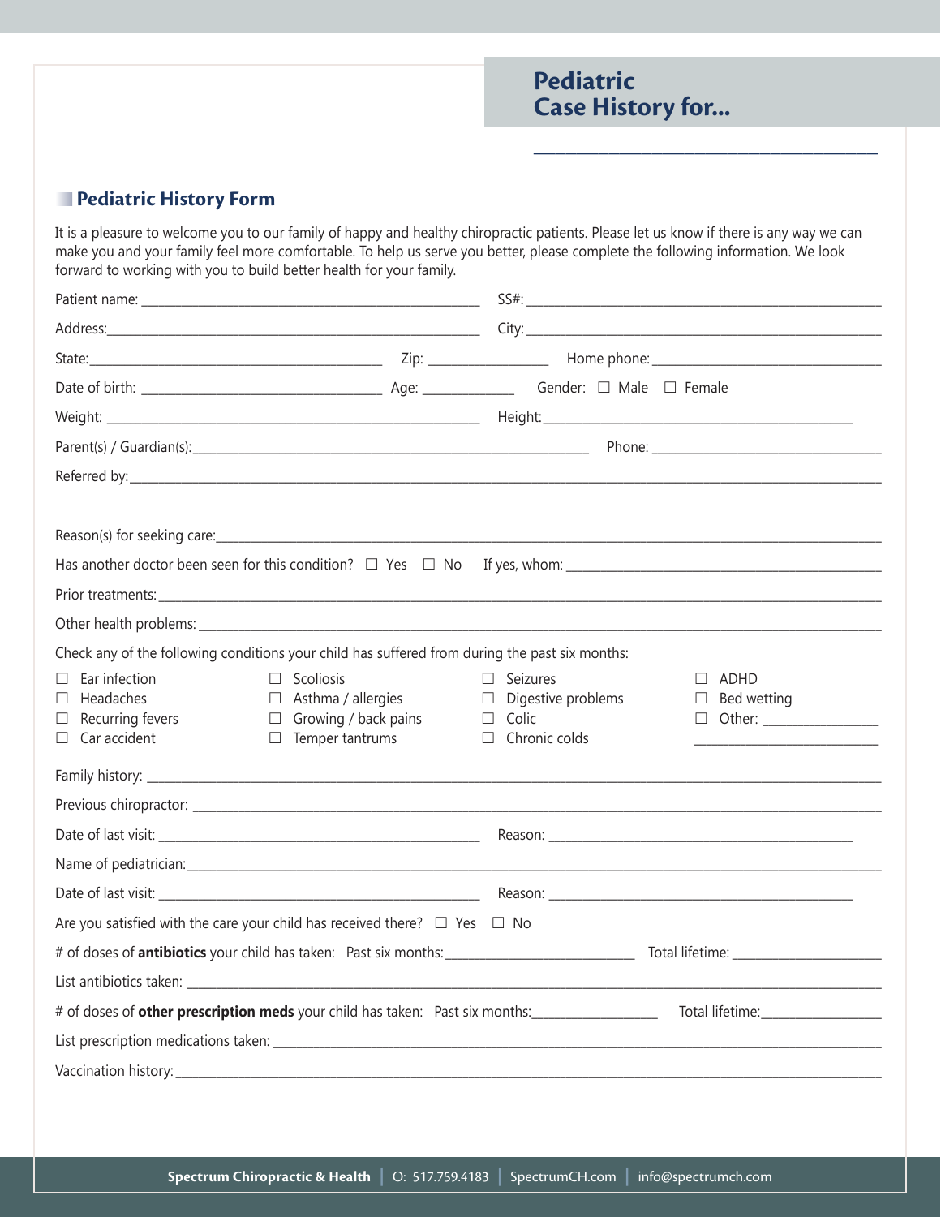# Pediatric Case History for...

\_\_\_\_\_\_\_\_\_\_\_\_\_\_\_\_\_\_\_\_\_\_\_\_\_\_\_\_\_\_\_\_\_\_\_\_\_\_\_\_

## Pediatric History Form

It is a pleasure to welcome you to our family of happy and healthy chiropractic patients. Please let us know if there is any way we can make you and your family feel more comfortable. To help us serve you better, please complete the following information. We look forward to working with you to build better health for your family.

Patient name: \_\_\_\_\_\_\_\_\_\_\_\_\_\_\_\_\_\_\_\_\_\_\_\_\_\_\_\_\_\_\_\_ SS#: \_\_\_\_\_\_\_\_\_\_\_\_\_\_\_\_\_\_\_\_\_\_\_\_\_\_\_\_\_\_\_\_

Address: \_\_\_\_\_\_\_\_\_\_\_\_\_\_\_\_\_\_\_\_\_\_\_\_\_\_\_\_\_\_\_\_ City: \_\_\_\_\_\_\_\_\_\_\_\_\_\_\_\_\_\_\_\_\_\_\_\_\_\_\_\_\_\_\_\_

State: \_\_\_\_\_\_\_\_\_\_\_\_\_\_\_\_\_\_\_\_\_\_\_\_\_\_ Zip: \_\_\_\_\_\_\_\_\_\_ Home phone: \_\_\_\_\_\_\_\_\_\_\_\_\_\_\_\_\_\_\_\_

Date of birth: \_\_\_\_\_\_\_\_\_\_\_\_\_\_\_\_\_\_\_\_ Age: \_\_\_\_\_\_\_\_ Gender: ☐ Male ☐ Female

Weight: \_\_\_\_\_\_\_\_\_\_\_\_\_\_\_\_\_\_\_\_\_\_\_\_\_\_\_\_\_\_\_\_ Height: \_\_\_\_\_\_\_\_\_\_\_\_\_\_\_\_\_\_\_\_\_\_\_\_\_\_\_\_\_\_\_\_

Parent(s) / Guardian(s): \_\_\_\_\_\_\_\_\_\_\_\_\_\_\_\_\_\_\_\_\_\_\_\_\_\_\_\_\_\_\_\_\_\_\_\_\_\_\_\_ Phone: \_\_\_\_\_\_\_\_\_\_\_\_\_\_\_\_\_\_\_\_

Referred by: \_\_\_\_\_\_\_\_\_\_\_\_\_\_\_\_\_\_\_\_\_\_\_\_\_\_\_\_\_\_\_\_\_\_\_\_\_\_\_\_\_\_\_\_\_\_\_\_\_\_\_\_\_\_\_\_\_\_\_\_

Reason(s) for seeking care: \_\_\_\_\_\_\_\_\_\_\_\_\_\_\_\_\_\_\_\_\_\_\_\_\_\_\_\_\_\_\_\_\_\_\_\_\_\_\_\_\_\_\_\_\_\_\_\_\_\_\_\_

Has another doctor been seen for this condition? ☐ Yes ☐ No If yes, whom: \_\_\_\_\_\_\_\_\_\_\_\_\_\_\_\_\_\_\_\_\_\_\_\_\_\_\_\_

Prior treatments: \_\_\_\_\_\_\_\_\_\_\_\_\_\_\_\_\_\_\_\_\_\_\_\_\_\_\_\_\_\_\_\_\_\_\_\_\_\_\_\_\_\_\_\_\_\_\_\_\_\_\_\_\_\_\_\_\_\_

Other health problems: \_\_\_\_\_\_\_\_\_\_\_\_\_\_\_\_\_\_\_\_\_\_\_\_\_\_\_\_\_\_\_\_\_\_\_\_\_\_\_\_\_\_\_\_\_\_\_\_\_\_\_\_\_\_

Check any of the following conditions your child has suffered from during the past six months:

- ☐ Ear infection
- ☐ Headaches
- ☐ Recurring fevers
- ☐ Car accident
- ☐ Scoliosis
- ☐ Asthma / allergies
- ☐ Growing / back pains
- ☐ Temper tantrums
- ☐ Seizures
- ☐ Digestive problems
- ☐ Colic
- ☐ Chronic colds
- ☐ ADHD
- ☐ Bed wetting
- ☐ Other: \_\_\_\_\_\_\_\_\_\_\_\_\_\_\_\_\_\_\_\_

Family history: \_\_\_\_\_\_\_\_\_\_\_\_\_\_\_\_\_\_\_\_\_\_\_\_\_\_\_\_\_\_\_\_\_\_\_\_\_\_\_\_\_\_\_\_\_\_\_\_\_\_\_\_\_\_\_\_\_\_

Previous chiropractor: \_\_\_\_\_\_\_\_\_\_\_\_\_\_\_\_\_\_\_\_\_\_\_\_\_\_\_\_\_\_\_\_\_\_\_\_\_\_\_\_\_\_\_\_\_\_\_\_\_\_\_\_

Date of last visit: \_\_\_\_\_\_\_\_\_\_\_\_\_\_\_\_\_\_\_\_\_\_\_\_\_\_\_\_ Reason: \_\_\_\_\_\_\_\_\_\_\_\_\_\_\_\_\_\_\_\_\_\_\_\_\_\_\_\_

Name of pediatrician: \_\_\_\_\_\_\_\_\_\_\_\_\_\_\_\_\_\_\_\_\_\_\_\_\_\_\_\_\_\_\_\_\_\_\_\_\_\_\_\_\_\_\_\_\_\_\_\_\_\_\_\_

Date of last visit: \_\_\_\_\_\_\_\_\_\_\_\_\_\_\_\_\_\_\_\_\_\_\_\_\_\_\_\_ Reason: \_\_\_\_\_\_\_\_\_\_\_\_\_\_\_\_\_\_\_\_\_\_\_\_\_\_\_\_

Are you satisfied with the care your child has received there? ☐ Yes ☐ No

\# of doses of **antibiotics** your child has taken: Past six months: \_\_\_\_\_\_\_\_\_\_\_\_\_\_\_\_ Total lifetime: \_\_\_\_\_\_\_\_\_\_\_\_\_\_\_\_

List antibiotics taken: \_\_\_\_\_\_\_\_\_\_\_\_\_\_\_\_\_\_\_\_\_\_\_\_\_\_\_\_\_\_\_\_\_\_\_\_\_\_\_\_\_\_\_\_\_\_\_\_\_\_\_\_

\# of doses of **other prescription meds** your child has taken: Past six months: \_\_\_\_\_\_\_\_\_\_\_\_\_\_\_\_ Total lifetime: \_\_\_\_\_\_\_\_\_\_\_\_\_\_\_\_

List prescription medications taken: \_\_\_\_\_\_\_\_\_\_\_\_\_\_\_\_\_\_\_\_\_\_\_\_\_\_\_\_\_\_\_\_\_\_\_\_\_\_\_\_\_\_

Vaccination history: \_\_\_\_\_\_\_\_\_\_\_\_\_\_\_\_\_\_\_\_\_\_\_\_\_\_\_\_\_\_\_\_\_\_\_\_\_\_\_\_\_\_\_\_\_\_\_\_\_\_\_\_\_\_

**Spectrum Chiropractic & Health** | O: 517.759.4183 | SpectrumCH.com | info@spectrumch.com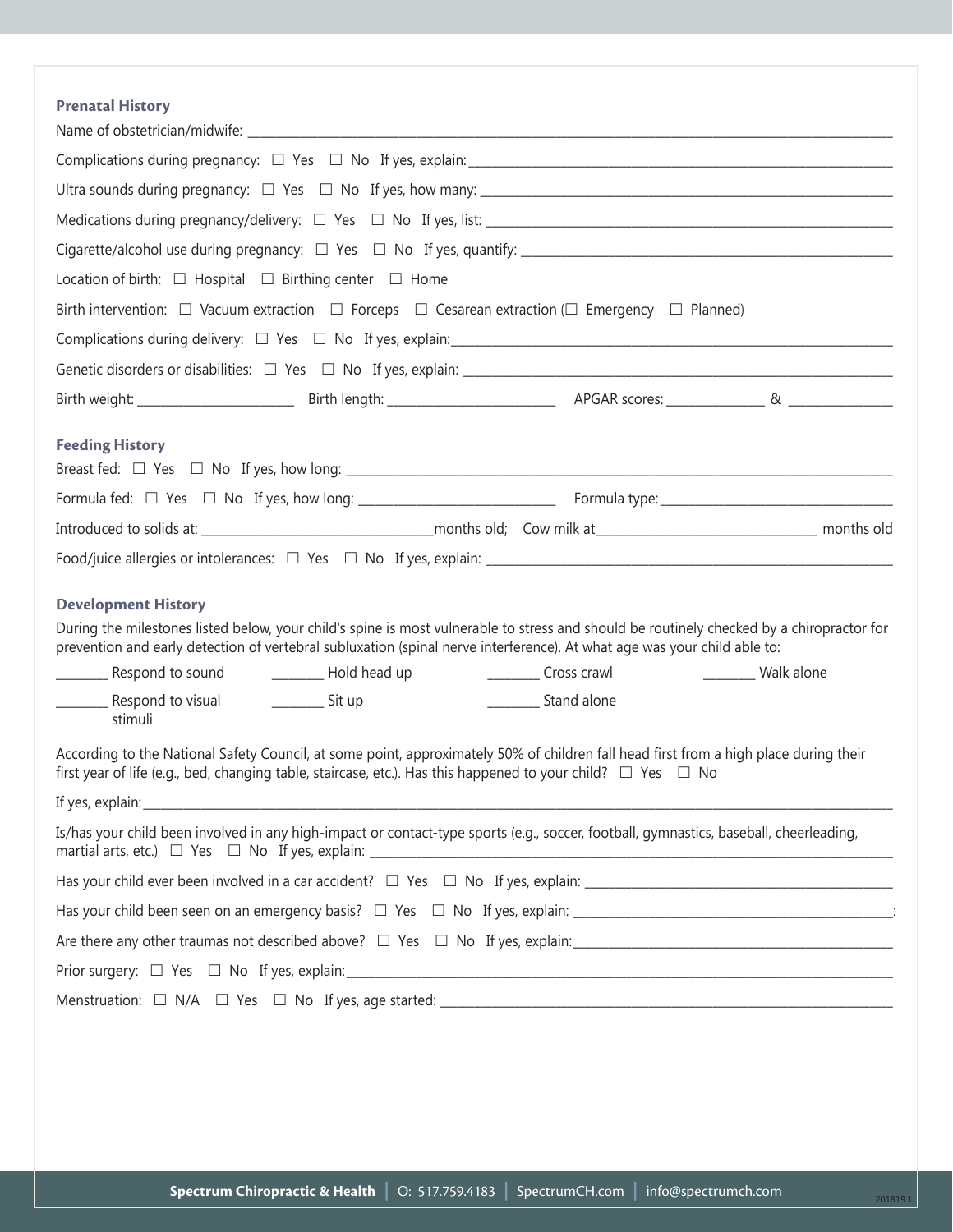## Prenatal History

Name of obstetrician/midwife: ______________________________

Complications during pregnancy: ☐ Yes ☐ No If yes, explain: ______________________________

Ultra sounds during pregnancy: ☐ Yes ☐ No If yes, how many: ______________________________

Medications during pregnancy/delivery: ☐ Yes ☐ No If yes, list: ______________________________

Cigarette/alcohol use during pregnancy: ☐ Yes ☐ No If yes, quantify: ______________________________

Location of birth: ☐ Hospital ☐ Birthing center ☐ Home

Birth intervention: ☐ Vacuum extraction ☐ Forceps ☐ Cesarean extraction (☐ Emergency ☐ Planned)

Complications during delivery: ☐ Yes ☐ No If yes, explain: ______________________________

Genetic disorders or disabilities: ☐ Yes ☐ No If yes, explain: ______________________________

Birth weight: ______________ Birth length: ______________ APGAR scores: __________ & __________

## Feeding History

Breast fed: ☐ Yes ☐ No If yes, how long: ______________________________

Formula fed: ☐ Yes ☐ No If yes, how long: ______________ Formula type: ______________

Introduced to solids at: ______________ months old; Cow milk at ______________ months old

Food/juice allergies or intolerances: ☐ Yes ☐ No If yes, explain: ______________________________

## Development History

During the milestones listed below, your child's spine is most vulnerable to stress and should be routinely checked by a chiropractor for prevention and early detection of vertebral subluxation (spinal nerve interference). At what age was your child able to:

_______ Respond to sound _______ Hold head up _______ Cross crawl _______ Walk alone

_______ Respond to visual stimuli _______ Sit up _______ Stand alone

According to the National Safety Council, at some point, approximately 50% of children fall head first from a high place during their first year of life (e.g., bed, changing table, staircase, etc.). Has this happened to your child? ☐ Yes ☐ No

If yes, explain: ______________________________

Is/has your child been involved in any high-impact or contact-type sports (e.g., soccer, football, gymnastics, baseball, cheerleading, martial arts, etc.) ☐ Yes ☐ No If yes, explain: ______________________________

Has your child ever been involved in a car accident? ☐ Yes ☐ No If yes, explain: ______________________________

Has your child been seen on an emergency basis? ☐ Yes ☐ No If yes, explain: ______________________________:

Are there any other traumas not described above? ☐ Yes ☐ No If yes, explain: ______________________________

Prior surgery: ☐ Yes ☐ No If yes, explain: ______________________________

Menstruation: ☐ N/A ☐ Yes ☐ No If yes, age started: ______________________________

**Spectrum Chiropractic & Health** | O: 517.759.4183 | SpectrumCH.com | info@spectrumch.com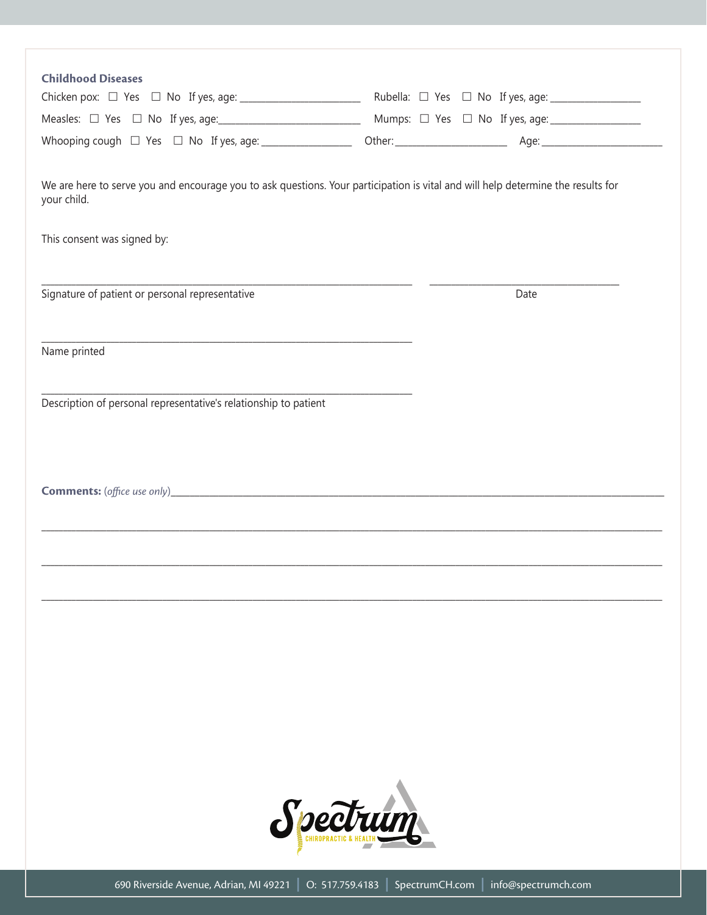### Childhood Diseases

Chicken pox: ☐ Yes ☐ No If yes, age: ______________________ Rubella: ☐ Yes ☐ No If yes, age: ________________

Measles: ☐ Yes ☐ No If yes, age:_________________________ Mumps: ☐ Yes ☐ No If yes, age: ________________

Whooping cough ☐ Yes ☐ No If yes, age: ________________ Other:_____________________ Age: _______________________

We are here to serve you and encourage you to ask questions. Your participation is vital and will help determine the results for your child.

This consent was signed by:

_____________________________________________________________________ ___________________________________

Signature of patient or personal representative Date

_____________________________________________________________________

Name printed

_____________________________________________________________________

Description of personal representative's relationship to patient

**Comments:** (*office use only*)__________________________________________________________________________________

_______________________________________________________________________________________________________________

_______________________________________________________________________________________________________________

_______________________________________________________________________________________________________________

Spectrum CHIROPRACTIC & HEALTH

690 Riverside Avenue, Adrian, MI 49221 | O: 517.759.4183 | SpectrumCH.com | info@spectrumch.com